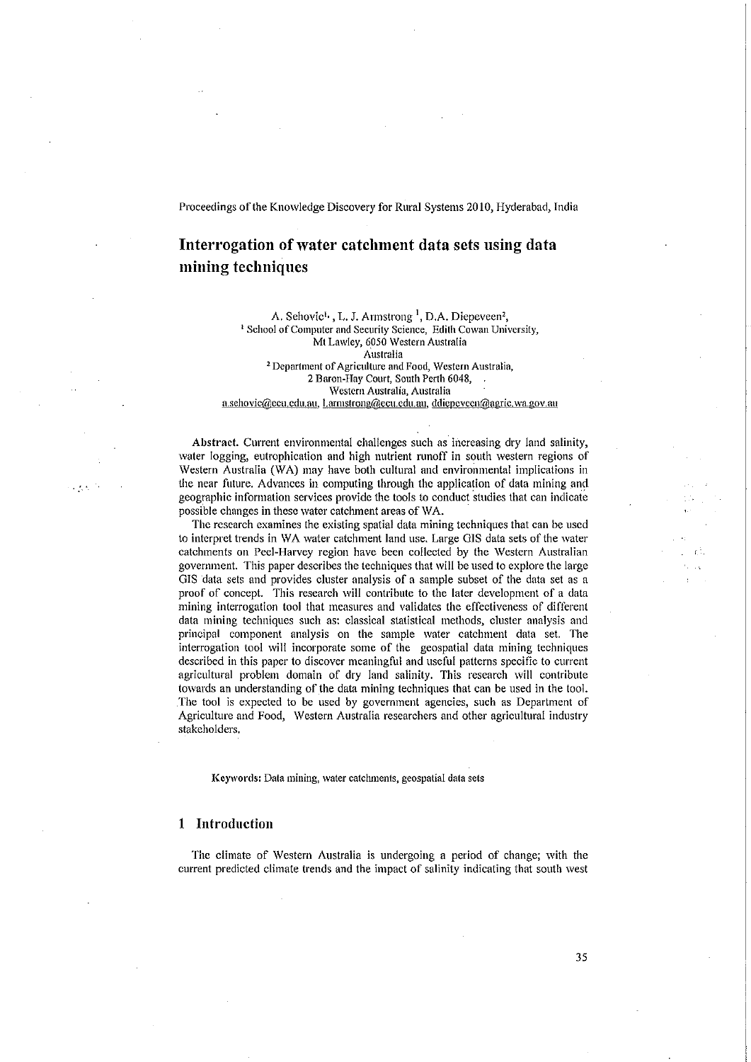Proceedings of the Knowledge Discovery for Rural Systems 2010, Hyderabad, India

# Interrogation of water catchment data sets using data mining techniques

A. Sehovic[1], L. J. Armstrong [1], D.A. Diepeveen[2],
[1] School of Computer and Security Science, Edith Cowan University,
Mt Lawley, 6050 Western Australia
Australia
[2] Department of Agriculture and Food, Western Australia,
2 Baron-Hay Court, South Perth 6048,
Western Australia, Australia
a.sehovic@ecu.edu.au, l.armstrong@ecu.edu.au, ddiepeveen@agric.wa.gov.au

**Abstract.** Current environmental challenges such as increasing dry land salinity, water logging, eutrophication and high nutrient runoff in south western regions of Western Australia (WA) may have both cultural and environmental implications in the near future. Advances in computing through the application of data mining and geographic information services provide the tools to conduct studies that can indicate possible changes in these water catchment areas of WA.

The research examines the existing spatial data mining techniques that can be used to interpret trends in WA water catchment land use. Large GIS data sets of the water catchments on Peel-Harvey region have been collected by the Western Australian government. This paper describes the techniques that will be used to explore the large GIS data sets and provides cluster analysis of a sample subset of the data set as a proof of concept. This research will contribute to the later development of a data mining interrogation tool that measures and validates the effectiveness of different data mining techniques such as: classical statistical methods, cluster analysis and principal component analysis on the sample water catchment data set. The interrogation tool will incorporate some of the geospatial data mining techniques described in this paper to discover meaningful and useful patterns specific to current agricultural problem domain of dry land salinity. This research will contribute towards an understanding of the data mining techniques that can be used in the tool. The tool is expected to be used by government agencies, such as Department of Agriculture and Food, Western Australia researchers and other agricultural industry stakeholders.

**Keywords:** Data mining, water catchments, geospatial data sets

## 1 Introduction

The climate of Western Australia is undergoing a period of change; with the current predicted climate trends and the impact of salinity indicating that south west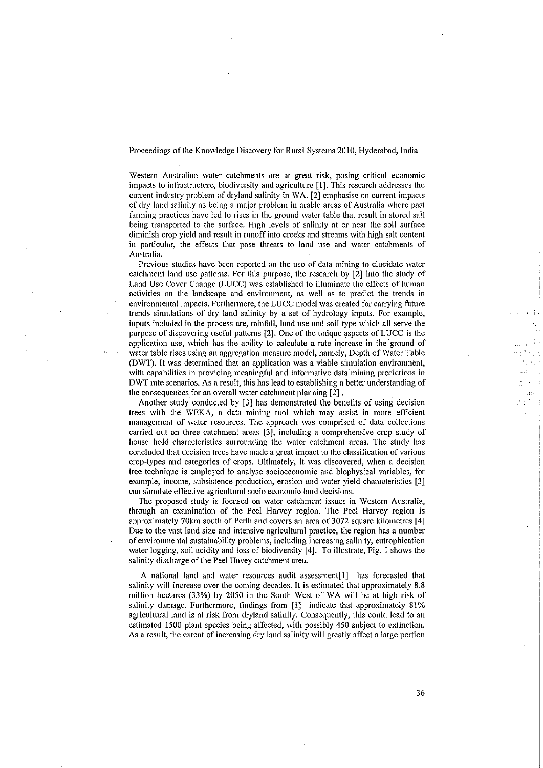Western Australian water catchments are at great risk, posing critical economic impacts to infrastructure, biodiversity and agriculture [1]. This research addresses the current industry problem of dryland salinity in WA. [2] emphasise on current impacts of dry land salinity as being a major problem in arable areas of Australia where past farming practices have led to rises in the ground water table that result in stored salt being transported to the surface. High levels of salinity at or near the soil surface diminish crop yield and result in runoff into creeks and streams with high salt content in particular, the effects that pose threats to land use and water catchments of Australia.

Previous studies have been reported on the use of data mining to elucidate water catchment land use patterns. For this purpose, the research by [2] into the study of Land Use Cover Change (LUCC) was established to illuminate the effects of human activities on the landscape and environment, as well as to predict the trends in environmental impacts. Furthermore, the LUCC model was created for carrying future trends simulations of dry land salinity by a set of hydrology inputs. For example, inputs included in the process are, rainfall, land use and soil type which all serve the purpose of discovering useful patterns [2]. One of the unique aspects of LUCC is the application use, which has the ability to calculate a rate increase in the ground of water table rises using an aggregation measure model, namely, Depth of Water Table (DWT). It was determined that an application was a viable simulation environment, with capabilities in providing meaningful and informative data mining predictions in DWT rate scenarios. As a result, this has lead to establishing a better understanding of the consequences for an overall water catchment planning [2].

Another study conducted by [3] has demonstrated the benefits of using decision trees with the WEKA, a data mining tool which may assist in more efficient management of water resources. The approach was comprised of data collections carried out on three catchment areas [3], including a comprehensive crop study of house hold characteristics surrounding the water catchment areas. The study has concluded that decision trees have made a great impact to the classification of various crop-types and categories of crops. Ultimately, it was discovered, when a decision tree technique is employed to analyse socioeconomic and biophysical variables, for example, income, subsistence production, erosion and water yield characteristics [3] can simulate effective agricultural socio economic land decisions.

The proposed study is focused on water catchment issues in Western Australia, through an examination of the Peel Harvey region. The Peel Harvey region is approximately 70km south of Perth and covers an area of 3072 square kilometres [4] Due to the vast land size and intensive agricultural practice, the region has a number of environmental sustainability problems, including increasing salinity, eutrophication water logging, soil acidity and loss of biodiversity [4]. To illustrate, Fig. 1 shows the salinity discharge of the Peel Havey catchment area.

A national land and water resources audit assessment[1] has forecasted that salinity will increase over the coming decades. It is estimated that approximately 8.8 million hectares (33%) by 2050 in the South West of WA will be at high risk of salinity damage. Furthermore, findings from [1] indicate that approximately 81% agricultural land is at risk from dryland salinity. Consequently, this could lead to an estimated 1500 plant species being affected, with possibly 450 subject to extinction. As a result, the extent of increasing dry land salinity will greatly affect a large portion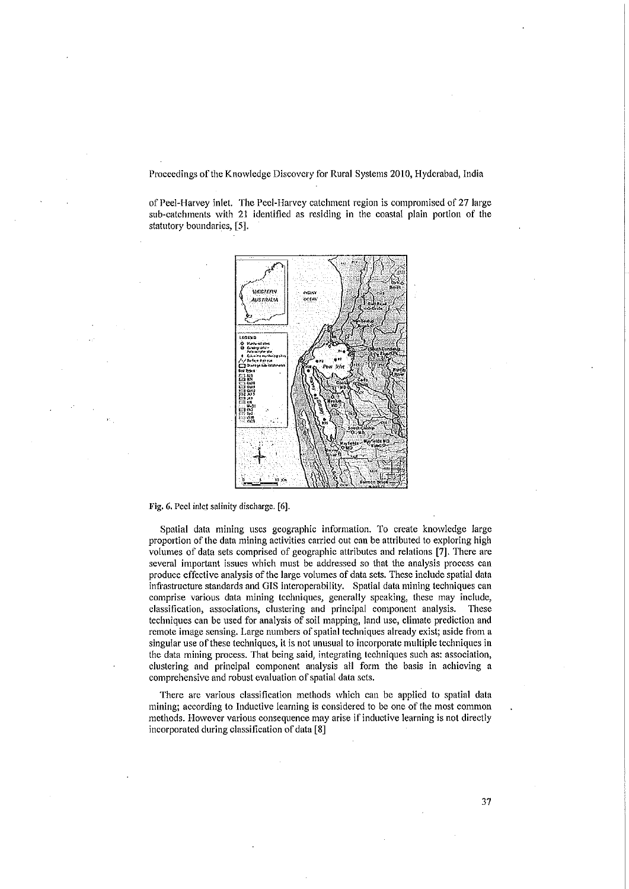of Peel-Harvey inlet. The Peel-Harvey catchment region is compromised of 27 large sub-catchments with 21 identified as residing in the coastal plain portion of the statutory boundaries, [5].

**Fig. 6.** Peel inlet salinity discharge. [6].

Spatial data mining uses geographic information. To create knowledge large proportion of the data mining activities carried out can be attributed to exploring high volumes of data sets comprised of geographic attributes and relations [7]. There are several important issues which must be addressed so that the analysis process can produce effective analysis of the large volumes of data sets. These include spatial data infrastructure standards and GIS interoperability. Spatial data mining techniques can comprise various data mining techniques, generally speaking, these may include, classification, associations, clustering and principal component analysis. These techniques can be used for analysis of soil mapping, land use, climate prediction and remote image sensing. Large numbers of spatial techniques already exist; aside from a singular use of these techniques, it is not unusual to incorporate multiple techniques in the data mining process. That being said, integrating techniques such as: association, clustering and principal component analysis all form the basis in achieving a comprehensive and robust evaluation of spatial data sets.

There are various classification methods which can be applied to spatial data mining; according to Inductive learning is considered to be one of the most common methods. However various consequence may arise if inductive learning is not directly incorporated during classification of data [8]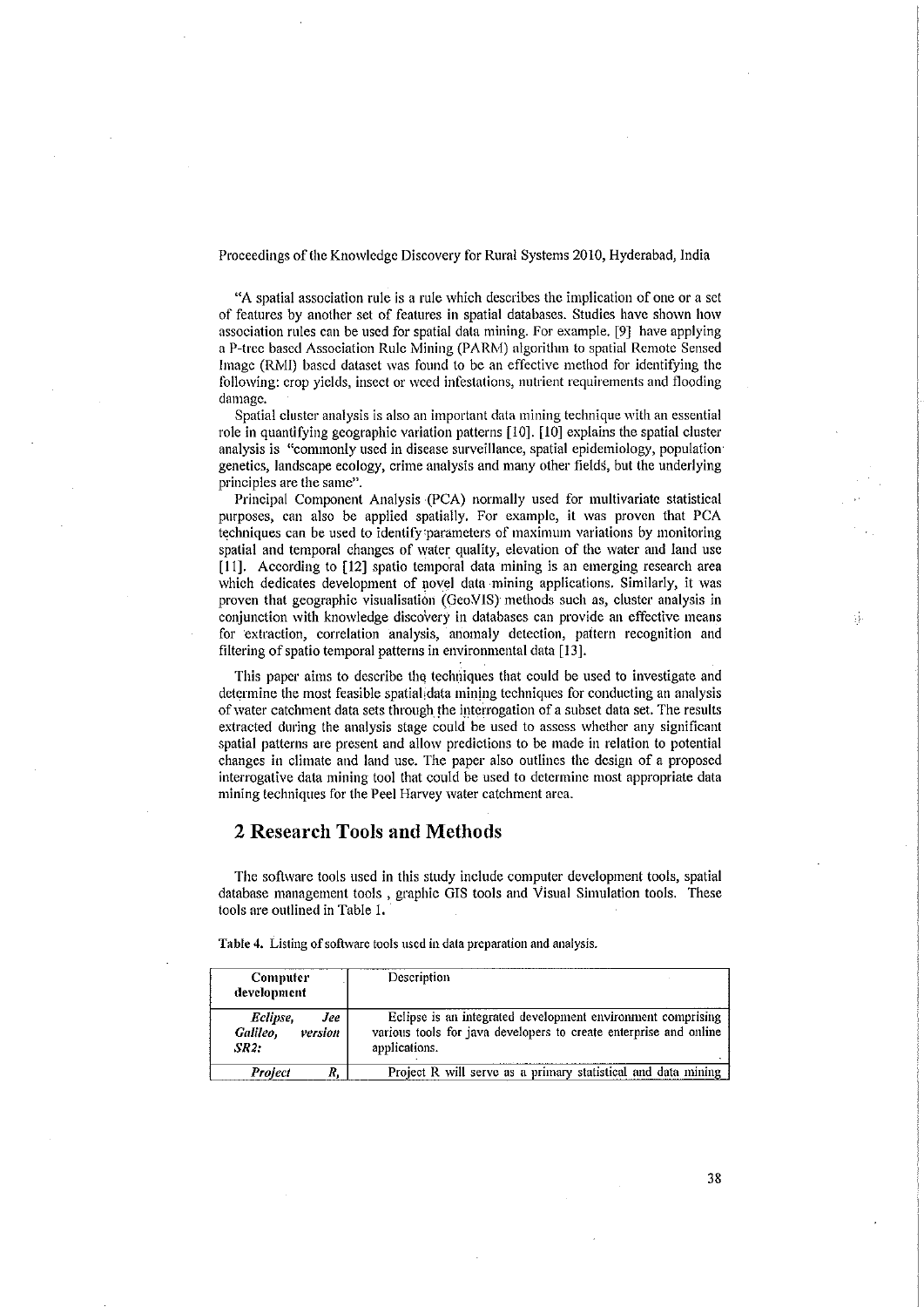"A spatial association rule is a rule which describes the implication of one or a set of features by another set of features in spatial databases. Studies have shown how association rules can be used for spatial data mining. For example, [9] have applying a P-tree based Association Rule Mining (PARM) algorithm to spatial Remote Sensed Image (RMI) based dataset was found to be an effective method for identifying the following: crop yields, insect or weed infestations, nutrient requirements and flooding damage.

Spatial cluster analysis is also an important data mining technique with an essential role in quantifying geographic variation patterns [10]. [10] explains the spatial cluster analysis is "commonly used in disease surveillance, spatial epidemiology, population genetics, landscape ecology, crime analysis and many other fields, but the underlying principles are the same".

Principal Component Analysis (PCA) normally used for multivariate statistical purposes, can also be applied spatially. For example, it was proven that PCA techniques can be used to identify parameters of maximum variations by monitoring spatial and temporal changes of water quality, elevation of the water and land use [11]. According to [12] spatio temporal data mining is an emerging research area which dedicates development of novel data mining applications. Similarly, it was proven that geographic visualisation (GeoVIS) methods such as, cluster analysis in conjunction with knowledge discovery in databases can provide an effective means for extraction, correlation analysis, anomaly detection, pattern recognition and filtering of spatio temporal patterns in environmental data [13].

This paper aims to describe the techniques that could be used to investigate and determine the most feasible spatial data mining techniques for conducting an analysis of water catchment data sets through the interrogation of a subset data set. The results extracted during the analysis stage could be used to assess whether any significant spatial patterns are present and allow predictions to be made in relation to potential changes in climate and land use. The paper also outlines the design of a proposed interrogative data mining tool that could be used to determine most appropriate data mining techniques for the Peel Harvey water catchment area.

## 2 Research Tools and Methods

The software tools used in this study include computer development tools, spatial database management tools , graphic GIS tools and Visual Simulation tools. These tools are outlined in Table 1.

**Table 4.** Listing of software tools used in data preparation and analysis.

| Computer development | Description |
|---|---|
| ***Eclipse, Jee Galileo, version SR2:*** | Eclipse is an integrated development environment comprising various tools for java developers to create enterprise and online applications. |
| ***Project R,*** | Project R will serve as a primary statistical and data mining |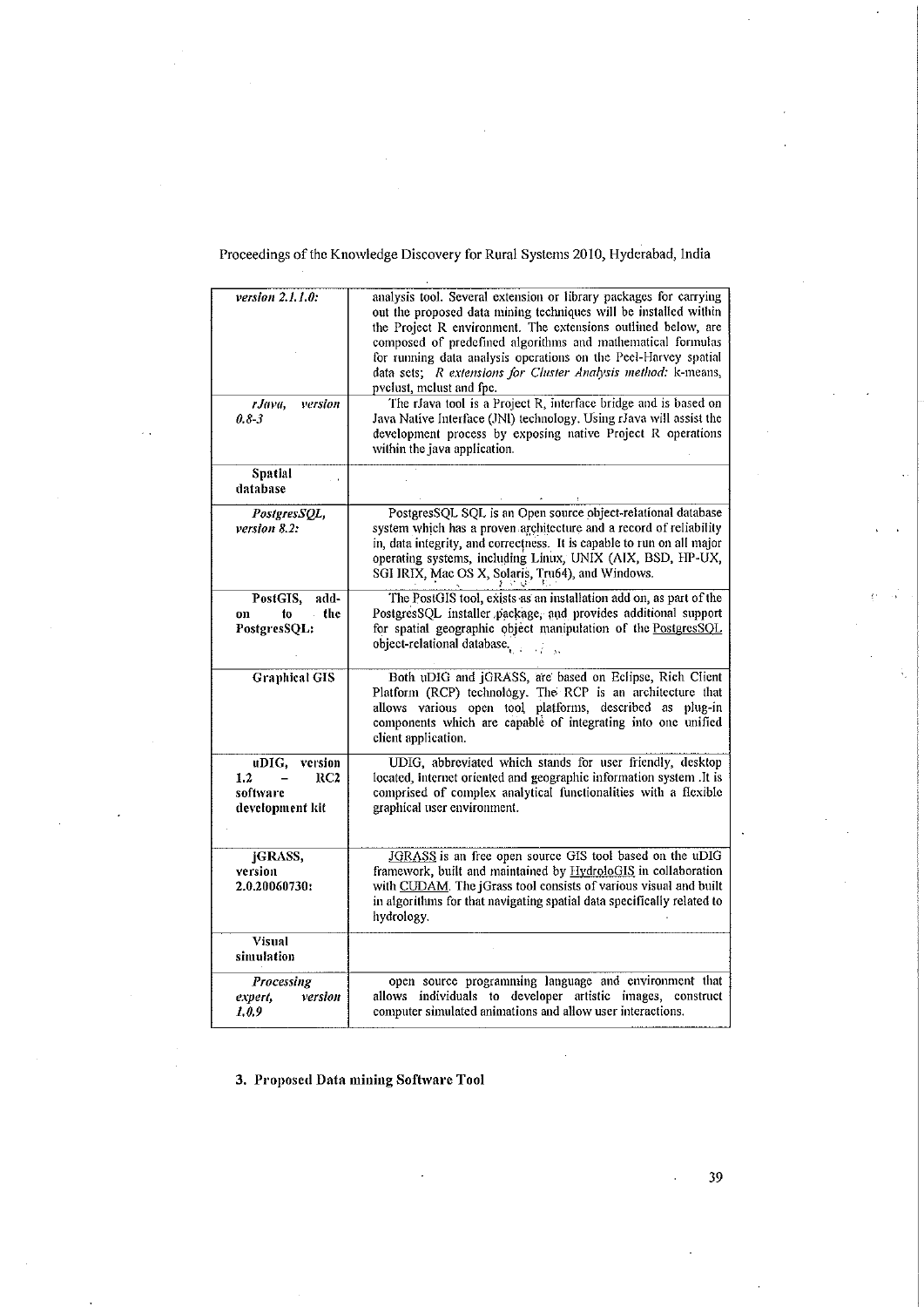| | |
|---|---|
| *version 2.1.1.0:* | analysis tool. Several extension or library packages for carrying out the proposed data mining techniques will be installed within the Project R environment. The extensions outlined below, are composed of predefined algorithms and mathematical formulas for running data analysis operations on the Peel-Harvey spatial data sets; *R extensions for Cluster Analysis method:* k-means, pvclust, mclust and fpc. |
| *rJava, version 0.8-3* | The rJava tool is a Project R, interface bridge and is based on Java Native Interface (JNI) technology. Using rJava will assist the development process by exposing native Project R operations within the java application. |
| **Spatial database** | |
| *PostgresSQL, version 8.2:* | PostgresSQL SQL is an Open source object-relational database system which has a proven architecture and a record of reliability in, data integrity, and correctness. It is capable to run on all major operating systems, including Linux, UNIX (AIX, BSD, HP-UX, SGI IRIX, Mac OS X, Solaris, Tru64), and Windows. |
| **PostGIS, add-on to the PostgresSQL:** | The PostGIS tool, exists as an installation add on, as part of the PostgresSQL installer package, and provides additional support for spatial geographic object manipulation of the PostgresSQL object-relational database. |
| **Graphical GIS** | Both uDIG and jGRASS, are based on Eclipse, Rich Client Platform (RCP) technology. The RCP is an architecture that allows various open tool platforms, described as plug-in components which are capable of integrating into one unified client application. |
| **uDIG, version 1.2 – RC2 software development kit** | UDIG, abbreviated which stands for user friendly, desktop located, internet oriented and geographic information system .It is comprised of complex analytical functionalities with a flexible graphical user environment. |
| **jGRASS, version 2.0.20060730:** | JGRASS is an free open source GIS tool based on the uDIG framework, built and maintained by HydroloGIS in collaboration with CUDAM. The jGrass tool consists of various visual and built in algorithms for that navigating spatial data specifically related to hydrology. |
| **Visual simulation** | |
| *Processing expert, version 1.0.9* | open source programming language and environment that allows individuals to developer artistic images, construct computer simulated animations and allow user interactions. |

## 3. Proposed Data mining Software Tool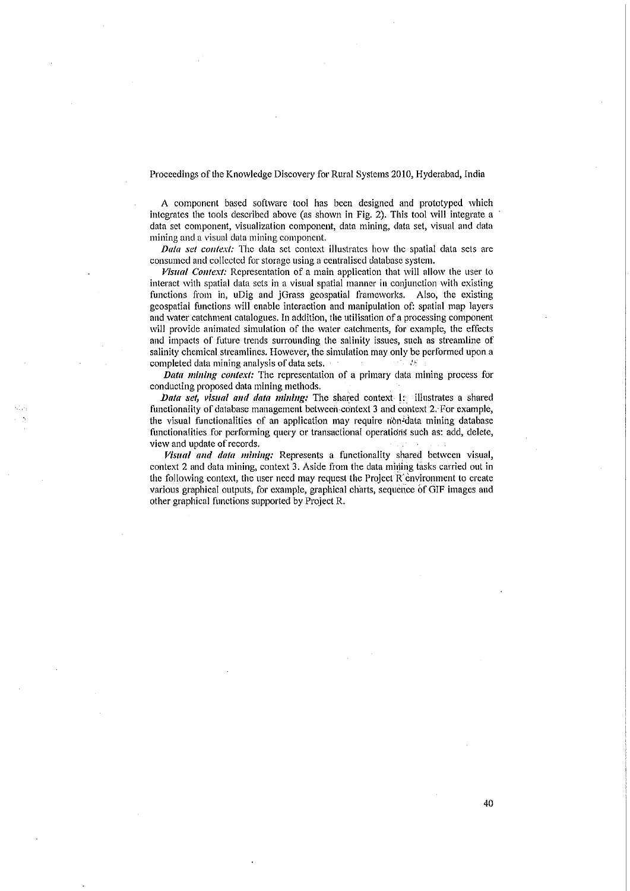A component based software tool has been designed and prototyped which integrates the tools described above (as shown in Fig. 2). This tool will integrate a data set component, visualization component, data mining, data set, visual and data mining and a visual data mining component.

*Data set context:* The data set context illustrates how the spatial data sets are consumed and collected for storage using a centralised database system.

*Visual Context:* Representation of a main application that will allow the user to interact with spatial data sets in a visual spatial manner in conjunction with existing functions from in, uDig and jGrass geospatial frameworks. Also, the existing geospatial functions will enable interaction and manipulation of: spatial map layers and water catchment catalogues. In addition, the utilisation of a processing component will provide animated simulation of the water catchments, for example, the effects and impacts of future trends surrounding the salinity issues, such as streamline of salinity chemical streamlines. However, the simulation may only be performed upon a completed data mining analysis of data sets.

*Data mining context:* The representation of a primary data mining process for conducting proposed data mining methods.

***Data set, visual and data mining:*** The shared context 1: illustrates a shared functionality of database management between context 3 and context 2. For example, the visual functionalities of an application may require non-data mining database functionalities for performing query or transactional operations such as: add, delete, view and update of records.

*Visual and data mining:* Represents a functionality shared between visual, context 2 and data mining, context 3. Aside from the data mining tasks carried out in the following context, the user need may request the Project R environment to create various graphical outputs, for example, graphical charts, sequence of GIF images and other graphical functions supported by Project R.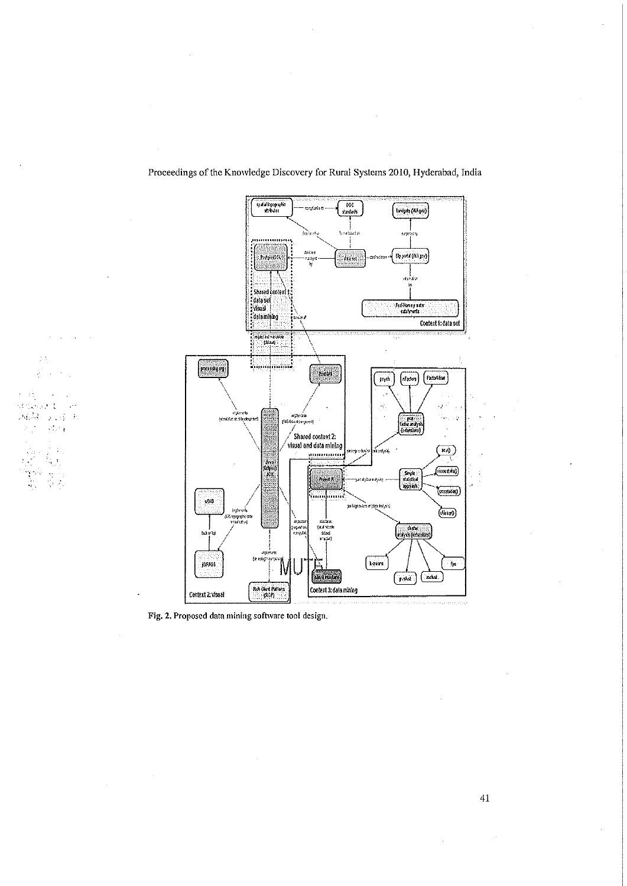Fig. 2. Proposed data mining software tool design.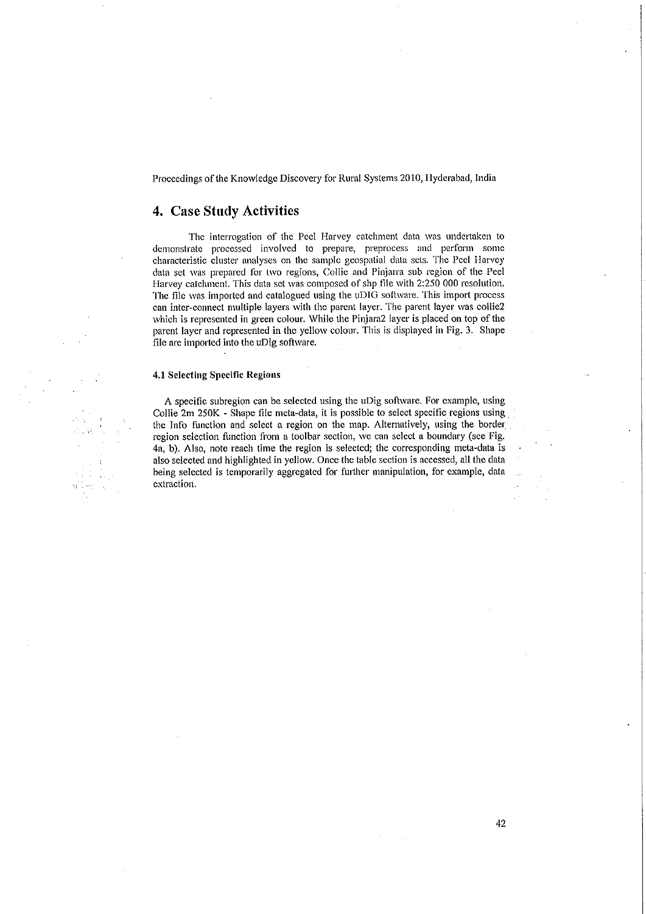## 4. Case Study Activities

The interrogation of the Peel Harvey catchment data was undertaken to demonstrate processed involved to prepare, preprocess and perform some characteristic cluster analyses on the sample geospatial data sets. The Peel Harvey data set was prepared for two regions, Collie and Pinjarra sub region of the Peel Harvey catchment. This data set was composed of shp file with 2:250 000 resolution. The file was imported and catalogued using the uDIG software. This import process can inter-connect multiple layers with the parent layer. The parent layer was collie2 which is represented in green colour. While the Pinjara2 layer is placed on top of the parent layer and represented in the yellow colour. This is displayed in Fig. 3. Shape file are imported into the uDig software.

### 4.1 Selecting Specific Regions

A specific subregion can be selected using the uDig software. For example, using Collie 2m 250K - Shape file meta-data, it is possible to select specific regions using the Info function and select a region on the map. Alternatively, using the border region selection function from a toolbar section, we can select a boundary (see Fig. 4a, b). Also, note reach time the region is selected; the corresponding meta-data is also selected and highlighted in yellow. Once the table section is accessed, all the data being selected is temporarily aggregated for further manipulation, for example, data extraction.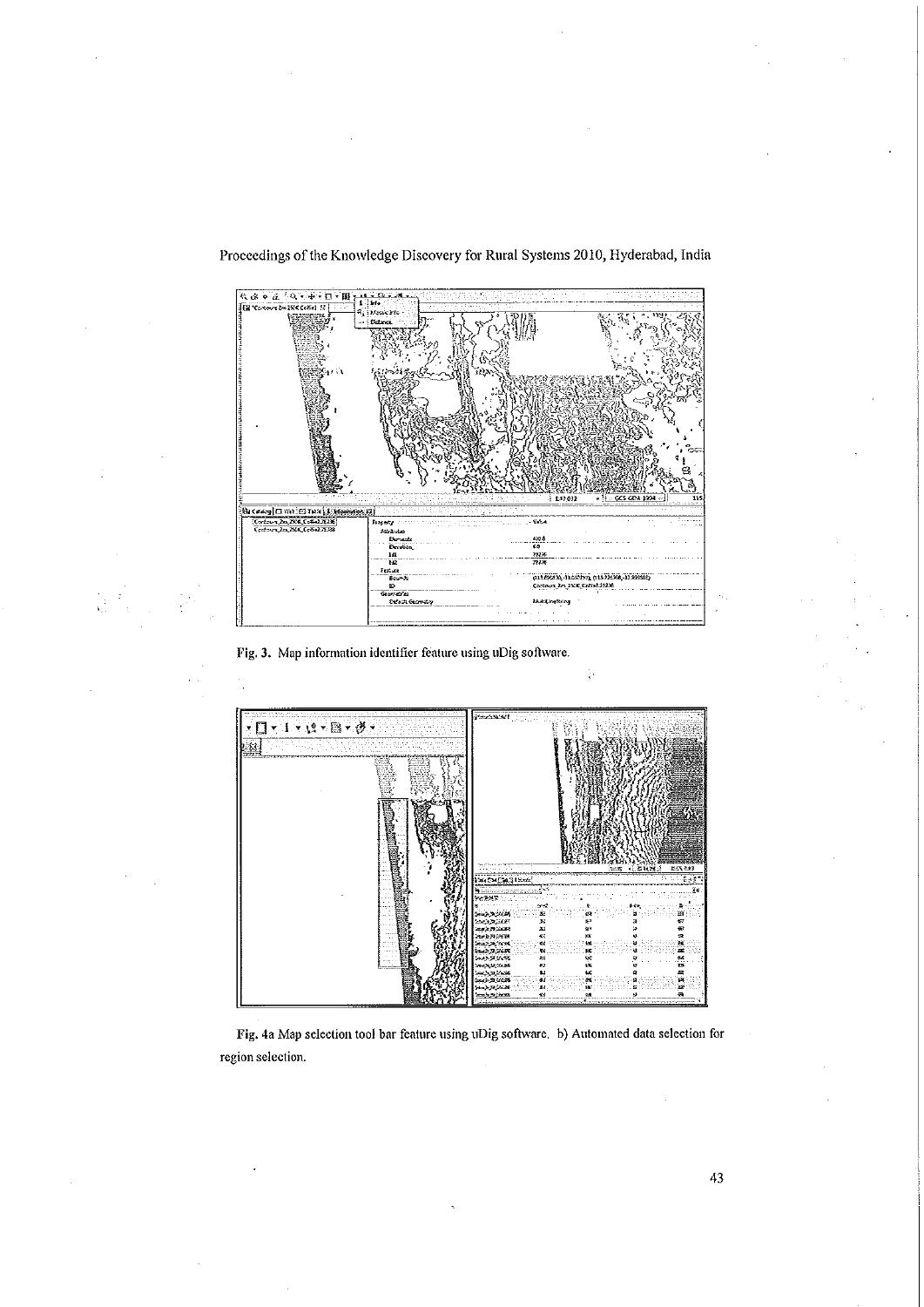Fig. 3. Map information identifier feature using uDig software.

Fig. 4a Map selection tool bar feature using uDig software. b) Automated data selection for region selection.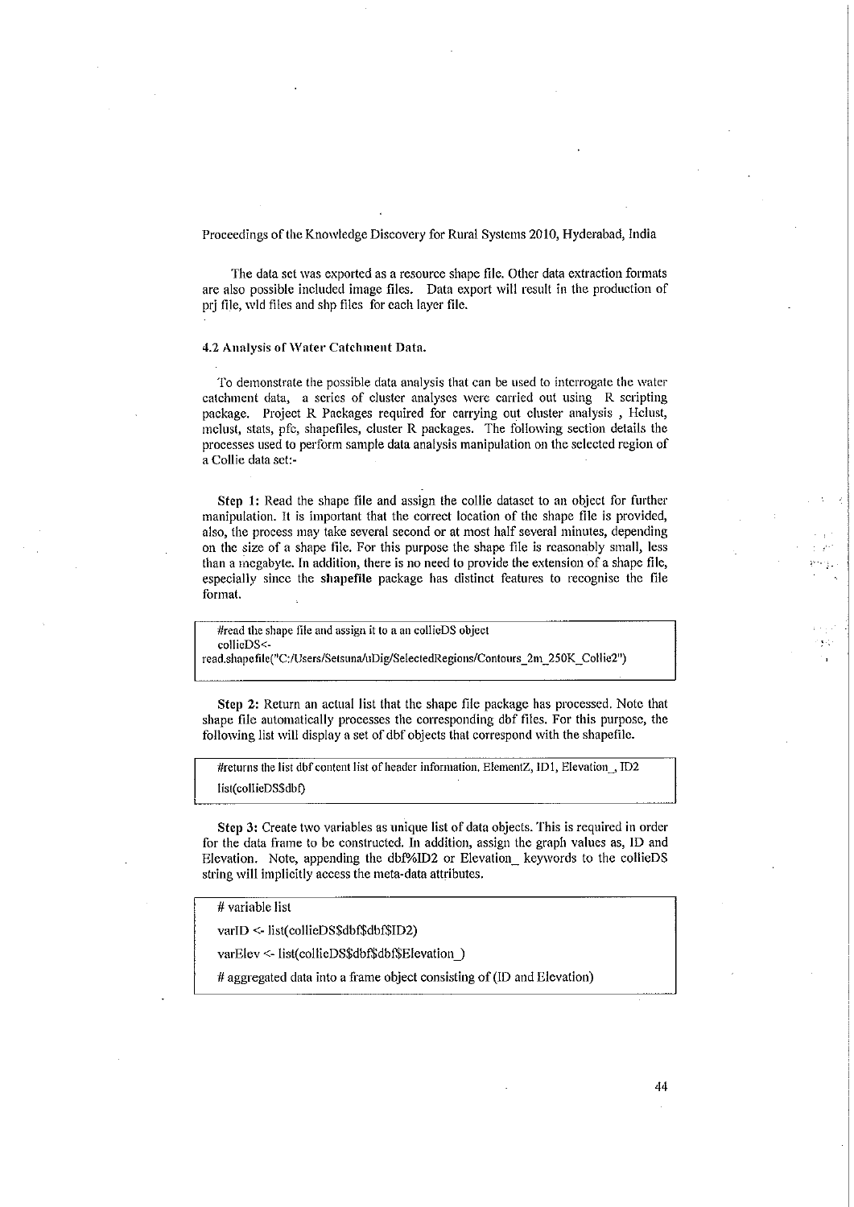The data set was exported as a resource shape file. Other data extraction formats are also possible included image files. Data export will result in the production of prj file, wld files and shp files for each layer file.

#### 4.2 Analysis of Water Catchment Data.

To demonstrate the possible data analysis that can be used to interrogate the water catchment data, a series of cluster analyses were carried out using R scripting package. Project R Packages required for carrying out cluster analysis , Hclust, mclust, stats, pfc, shapefiles, cluster R packages. The following section details the processes used to perform sample data analysis manipulation on the selected region of a Collie data set:-

**Step 1:** Read the shape file and assign the collie dataset to an object for further manipulation. It is important that the correct location of the shape file is provided, also, the process may take several second or at most half several minutes, depending on the size of a shape file. For this purpose the shape file is reasonably small, less than a megabyte. In addition, there is no need to provide the extension of a shape file, especially since the **shapefile** package has distinct features to recognise the file format.

```
#read the shape file and assign it to a an collieDS object
collieDS<-
read.shapefile("C:/Users/Setsuna/uDig/SelectedRegions/Contours_2m_250K_Collie2")
```

**Step 2:** Return an actual list that the shape file package has processed. Note that shape file automatically processes the corresponding dbf files. For this purpose, the following list will display a set of dbf objects that correspond with the shapefile.

```
#returns the list dbf content list of header information, ElementZ, ID1, Elevation_, ID2
list(collieDS$dbf)
```

**Step 3:** Create two variables as unique list of data objects. This is required in order for the data frame to be constructed. In addition, assign the graph values as, ID and Elevation. Note, appending the dbf%ID2 or Elevation_ keywords to the collieDS string will implicitly access the meta-data attributes.

```
# variable list
varID <- list(collieDS$dbf$dbf$ID2)
varElev <- list(collieDS$dbf$dbf$Elevation_)
# aggregated data into a frame object consisting of (ID and Elevation)
```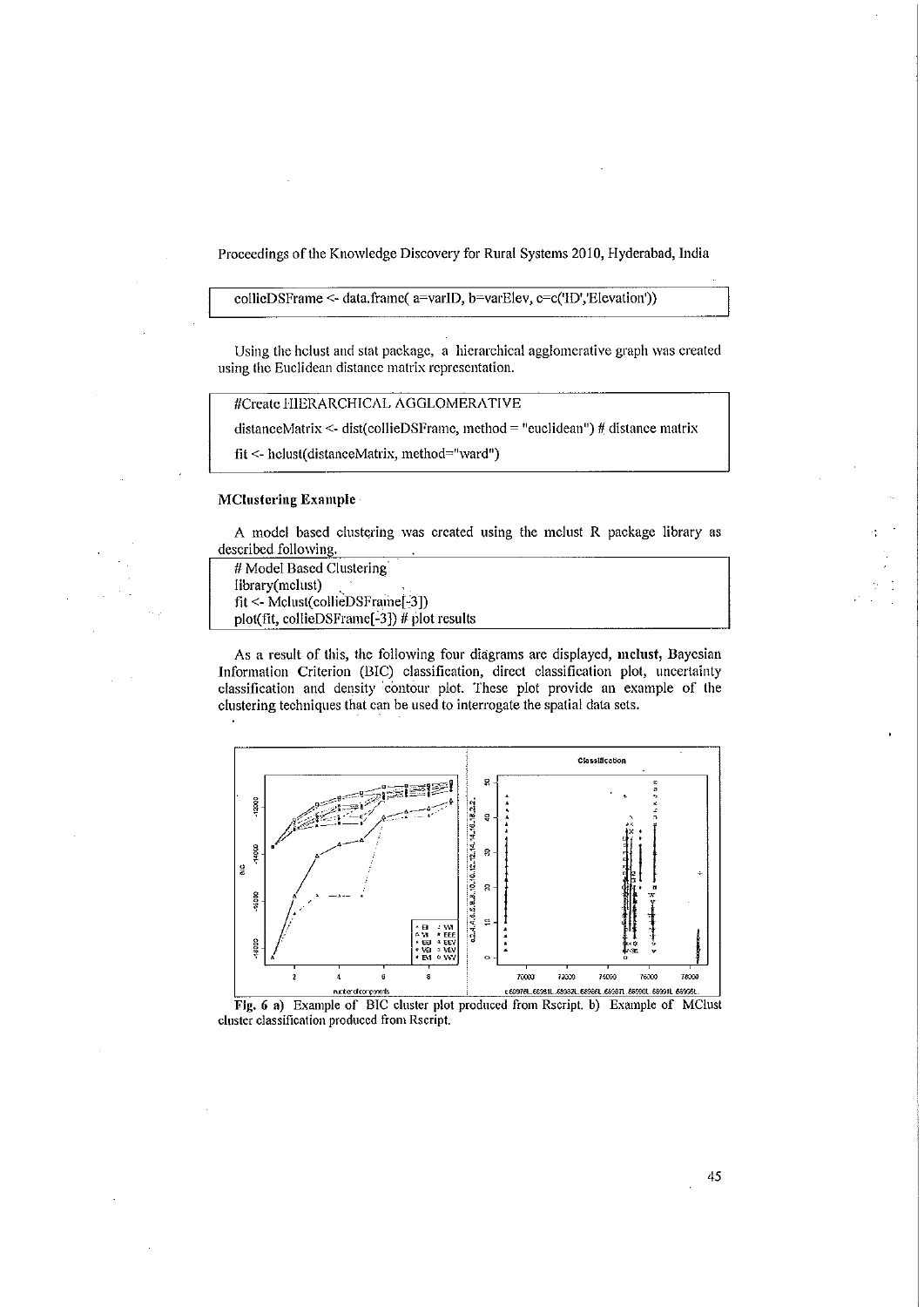```
collieDSFrame <- data.frame( a=varID, b=varElev, c=c('ID','Elevation'))
```

Using the hclust and stat package, a hierarchical agglomerative graph was created using the Euclidean distance matrix representation.

```
#Create HIERARCHICAL AGGLOMERATIVE
distanceMatrix <- dist(collieDSFrame, method = "euclidean") # distance matrix
fit <- hclust(distanceMatrix, method="ward")
```

### MClustering Example

A model based clustering was created using the mclust R package library as described following.

```
# Model Based Clustering
library(mclust)
fit <- Mclust(collieDSFrame[-3])
plot(fit, collieDSFrame[-3]) # plot results
```

As a result of this, the following four diagrams are displayed, **mclust**, Bayesian Information Criterion (BIC) classification, direct classification plot, uncertainty classification and density contour plot. These plot provide an example of the clustering techniques that can be used to interrogate the spatial data sets.

**Fig. 6 a)** Example of BIC cluster plot produced from Rscript. b) Example of MClust cluster classification produced from Rscript.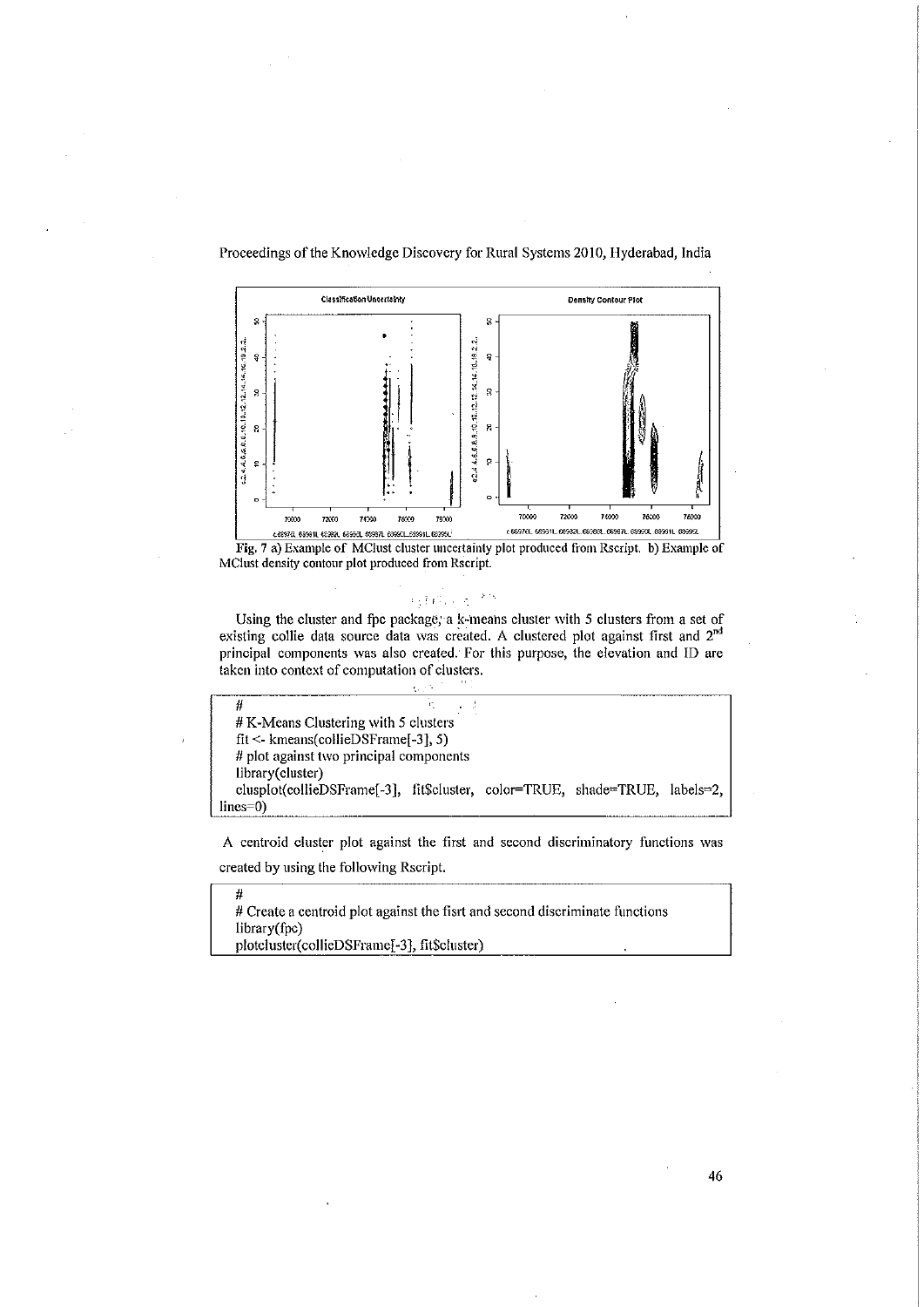Fig. 7 a) Example of MClust cluster uncertainty plot produced from Rscript. b) Example of MClust density contour plot produced from Rscript.

Using the cluster and fpc package, a k-means cluster with 5 clusters from a set of existing collie data source data was created. A clustered plot against first and 2[nd] principal components was also created. For this purpose, the elevation and ID are taken into context of computation of clusters.

```
#
# K-Means Clustering with 5 clusters
fit <- kmeans(collieDSFrame[-3], 5)
# plot against two principal components
library(cluster)
clusplot(collieDSFrame[-3], fit$cluster, color=TRUE, shade=TRUE, labels=2, lines=0)
```

A centroid cluster plot against the first and second discriminatory functions was created by using the following Rscript.

```
#
# Create a centroid plot against the fisrt and second discriminate functions
library(fpc)
plotcluster(collieDSFrame[-3], fit$cluster)
```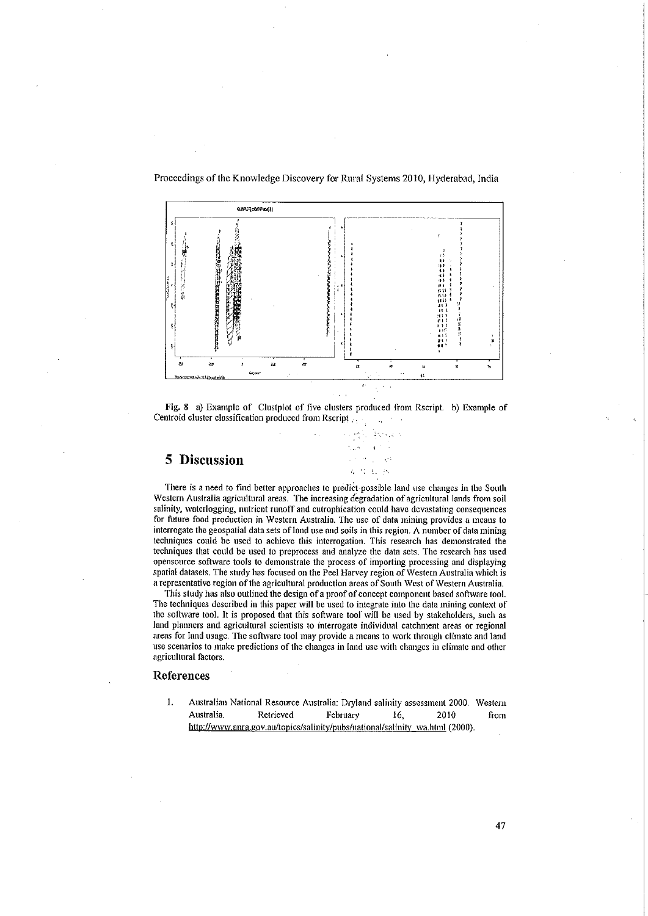**Fig. 8** a) Example of Clustplot of five clusters produced from Rscript. b) Example of Centroid cluster classification produced from Rscript.

# 5 Discussion

There is a need to find better approaches to predict possible land use changes in the South Western Australia agricultural areas. The increasing degradation of agricultural lands from soil salinity, waterlogging, nutrient runoff and eutrophication could have devastating consequences for future food production in Western Australia. The use of data mining provides a means to interrogate the geospatial data sets of land use and soils in this region. A number of data mining techniques could be used to achieve this interrogation. This research has demonstrated the techniques that could be used to preprocess and analyze the data sets. The research has used opensource software tools to demonstrate the process of importing processing and displaying spatial datasets. The study has focused on the Peel Harvey region of Western Australia which is a representative region of the agricultural production areas of South West of Western Australia.

This study has also outlined the design of a proof of concept component based software tool. The techniques described in this paper will be used to integrate into the data mining context of the software tool. It is proposed that this software tool will be used by stakeholders, such as land planners and agricultural scientists to interrogate individual catchment areas or regional areas for land usage. The software tool may provide a means to work through climate and land use scenarios to make predictions of the changes in land use with changes in climate and other agricultural factors.

## References

1. Australian National Resource Australia: Dryland salinity assessment 2000. Western Australia. Retrieved February 16, 2010 from http://www.anra.gov.au/topics/salinity/pubs/national/salinity_wa.html (2000).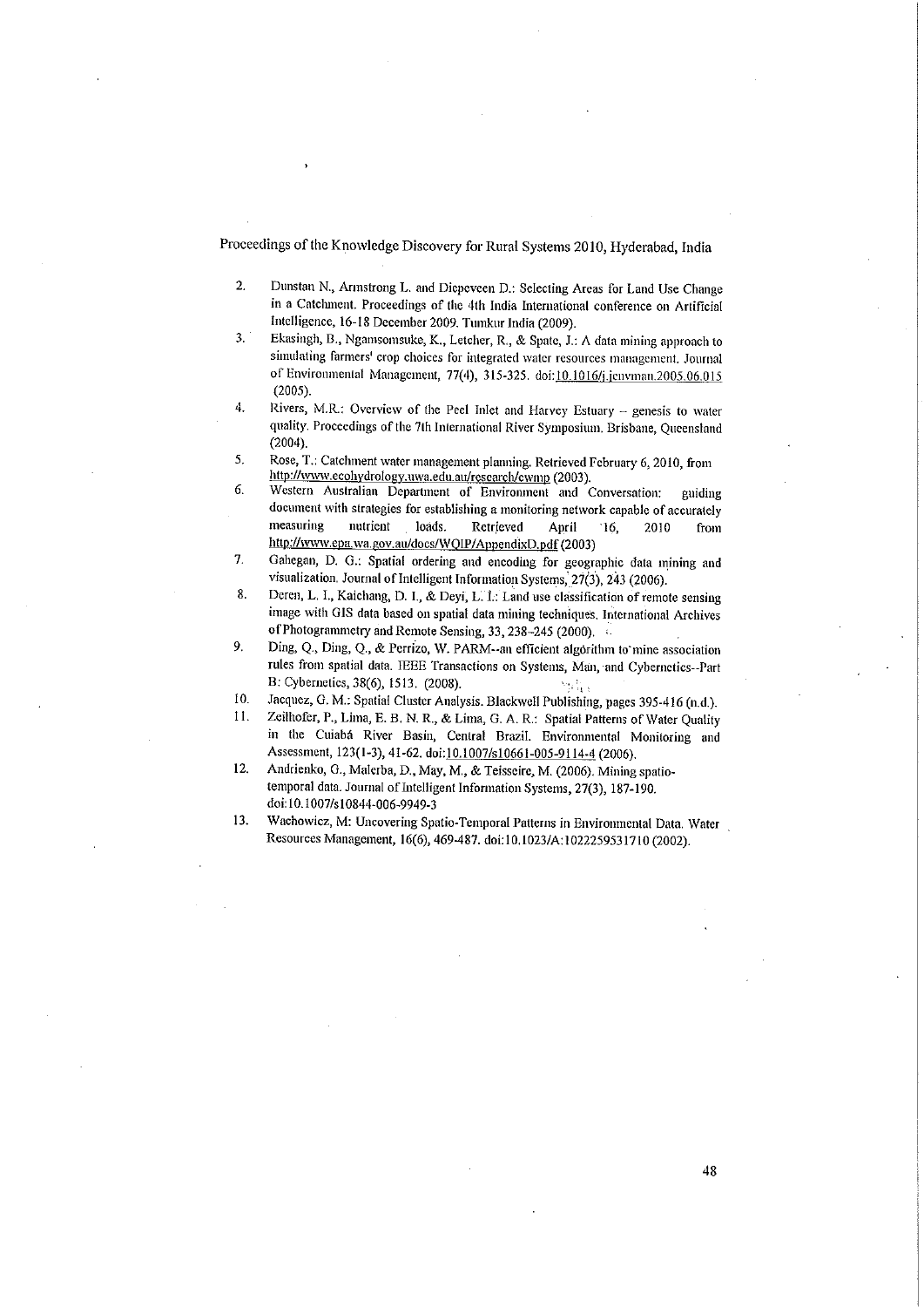2. Dunstan N., Armstrong L. and Diepeveen D.: Selecting Areas for Land Use Change in a Catchment. Proceedings of the 4th India International conference on Artificial Intelligence, 16-18 December 2009. Tumkur India (2009).
3. Ekasingh, B., Ngamsomsuke, K., Letcher, R., & Spate, J.: A data mining approach to simulating farmers' crop choices for integrated water resources management. Journal of Environmental Management, 77(4), 315-325. doi:10.1016/j.jenvman.2005.06.015 (2005).
4. Rivers, M.R.: Overview of the Peel Inlet and Harvey Estuary – genesis to water quality. Proceedings of the 7th International River Symposium. Brisbane, Queensland (2004).
5. Rose, T.: Catchment water management planning. Retrieved February 6, 2010, from http://www.ecohydrology.uwa.edu.au/research/cwmp (2003).
6. Western Australian Department of Environment and Conversation: guiding document with strategies for establishing a monitoring network capable of accurately measuring nutrient loads. Retrieved April 16, 2010 from http://www.epa.wa.gov.au/docs/WQIP/AppendixD.pdf (2003)
7. Gahegan, D. G.: Spatial ordering and encoding for geographic data mining and visualization. Journal of Intelligent Information Systems, 27(3), 243 (2006).
8. Deren, L. I., Kaichang, D. I., & Deyi, L. I.: Land use classification of remote sensing image with GIS data based on spatial data mining techniques. International Archives of Photogrammetry and Remote Sensing, 33, 238-245 (2000).
9. Ding, Q., Ding, Q., & Perrizo, W. PARM--an efficient algorithm to mine association rules from spatial data. IEEE Transactions on Systems, Man, and Cybernetics--Part B: Cybernetics, 38(6), 1513. (2008).
10. Jacquez, G. M.: Spatial Cluster Analysis. Blackwell Publishing, pages 395-416 (n.d.).
11. Zeilhofer, P., Lima, E. B. N. R., & Lima, G. A. R.: Spatial Patterns of Water Quality in the Cuiabá River Basin, Central Brazil. Environmental Monitoring and Assessment, 123(1-3), 41-62. doi:10.1007/s10661-005-9114-4 (2006).
12. Andrienko, G., Malerba, D., May, M., & Teisseire, M. (2006). Mining spatio-temporal data. Journal of Intelligent Information Systems, 27(3), 187-190. doi:10.1007/s10844-006-9949-3
13. Wachowicz, M: Uncovering Spatio-Temporal Patterns in Environmental Data. Water Resources Management, 16(6), 469-487. doi:10.1023/A:1022259531710 (2002).